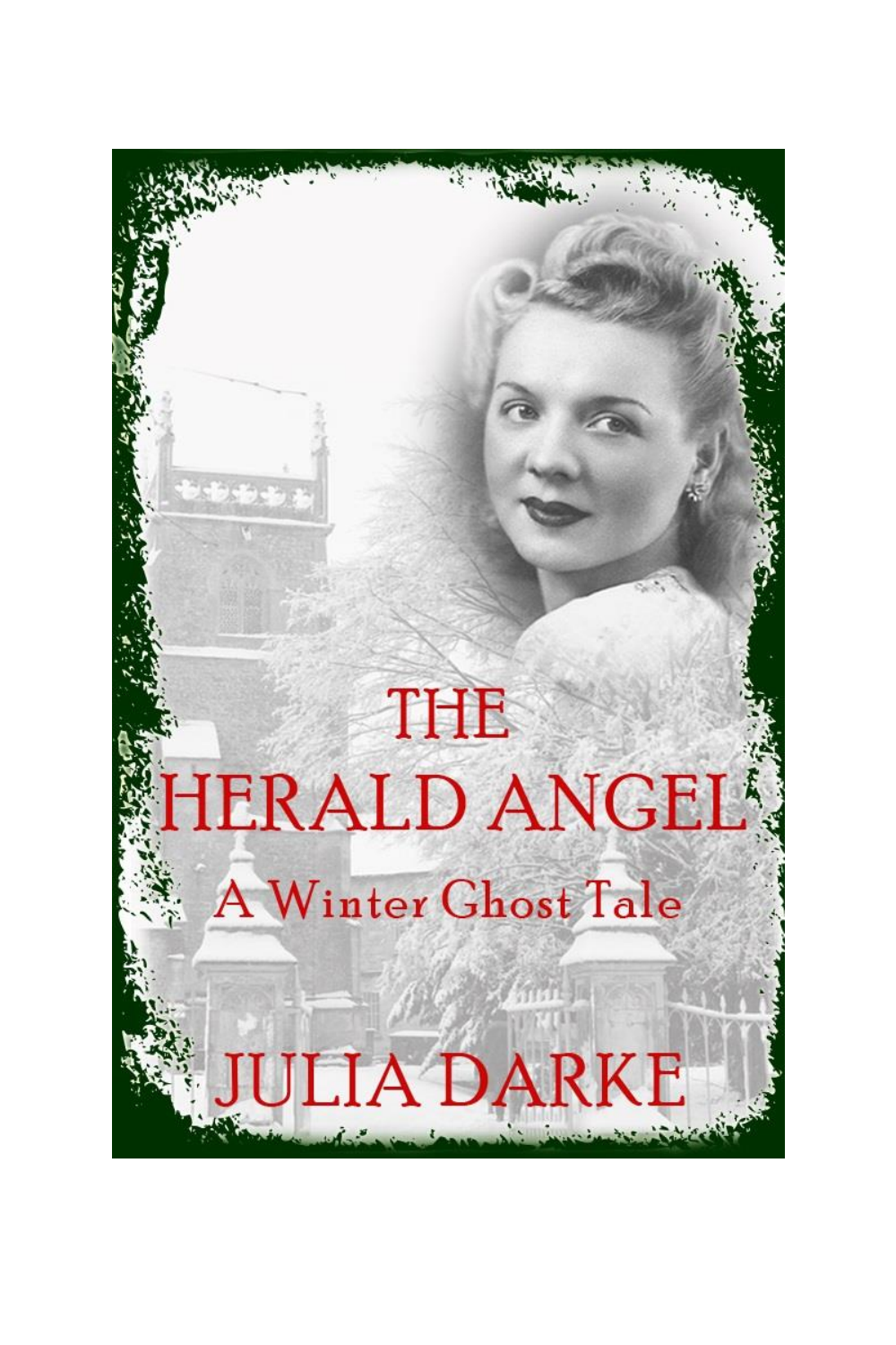# THE HERALD ANGEL

## A Winter Ghost Tale

JULIA DARKE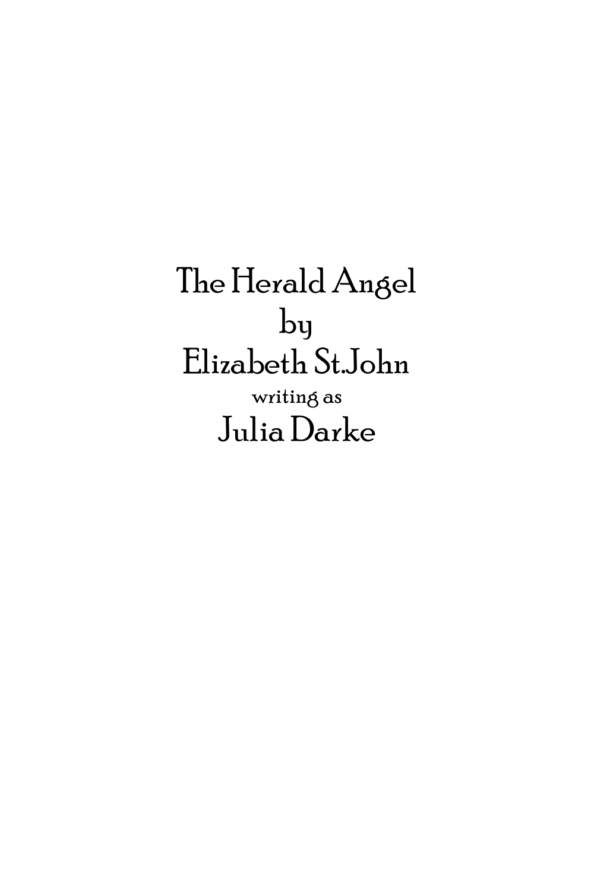# The Herald Angel

by

Elizabeth St.John

writing as

Julia Darke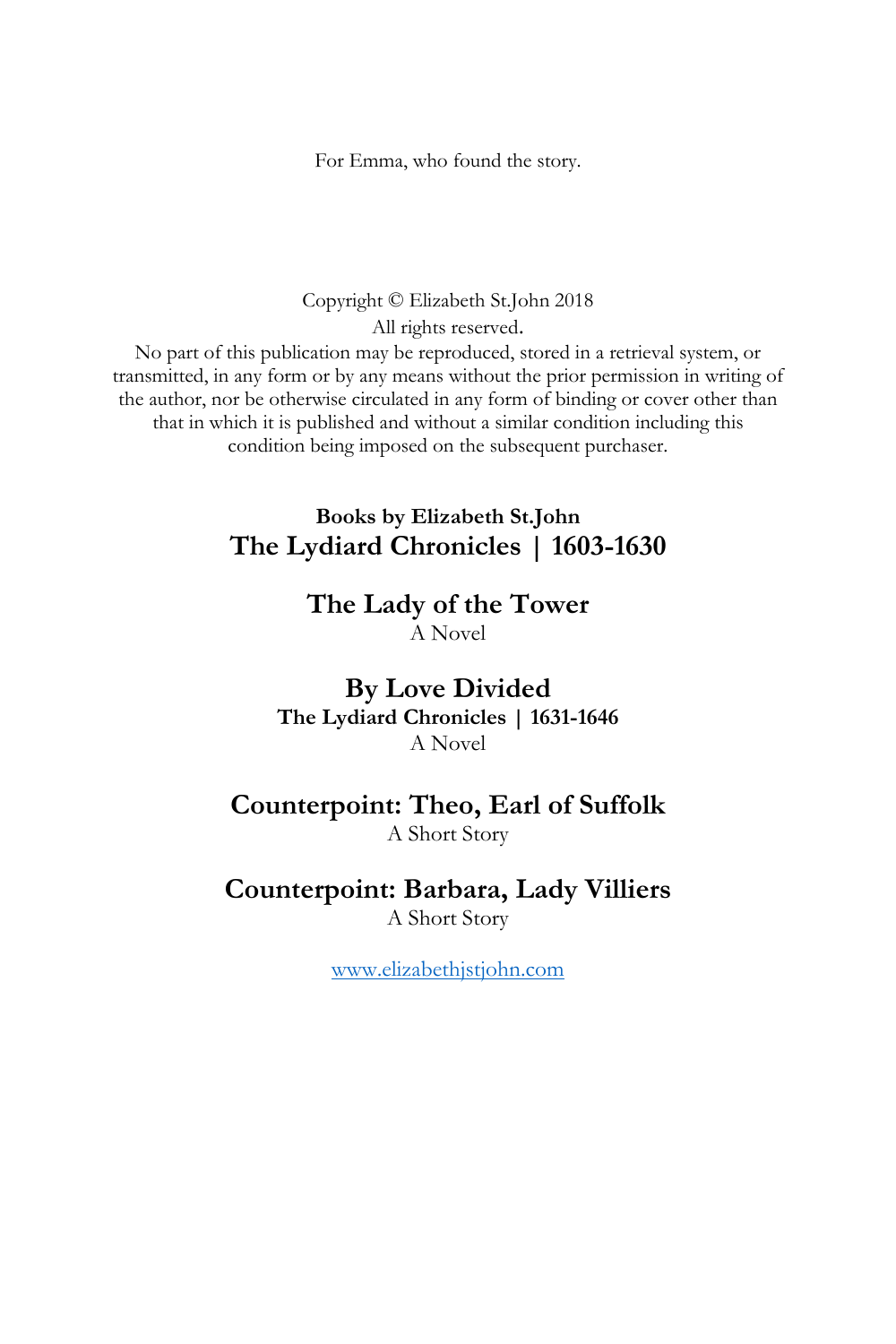For Emma, who found the story.

Copyright © Elizabeth St.John 2018
All rights reserved.
No part of this publication may be reproduced, stored in a retrieval system, or transmitted, in any form or by any means without the prior permission in writing of the author, nor be otherwise circulated in any form of binding or cover other than that in which it is published and without a similar condition including this condition being imposed on the subsequent purchaser.

**Books by Elizabeth St.John**

**The Lydiard Chronicles | 1603-1630**

**The Lady of the Tower**
A Novel

**By Love Divided**
**The Lydiard Chronicles | 1631-1646**
A Novel

**Counterpoint: Theo, Earl of Suffolk**
A Short Story

**Counterpoint: Barbara, Lady Villiers**
A Short Story

www.elizabethjstjohn.com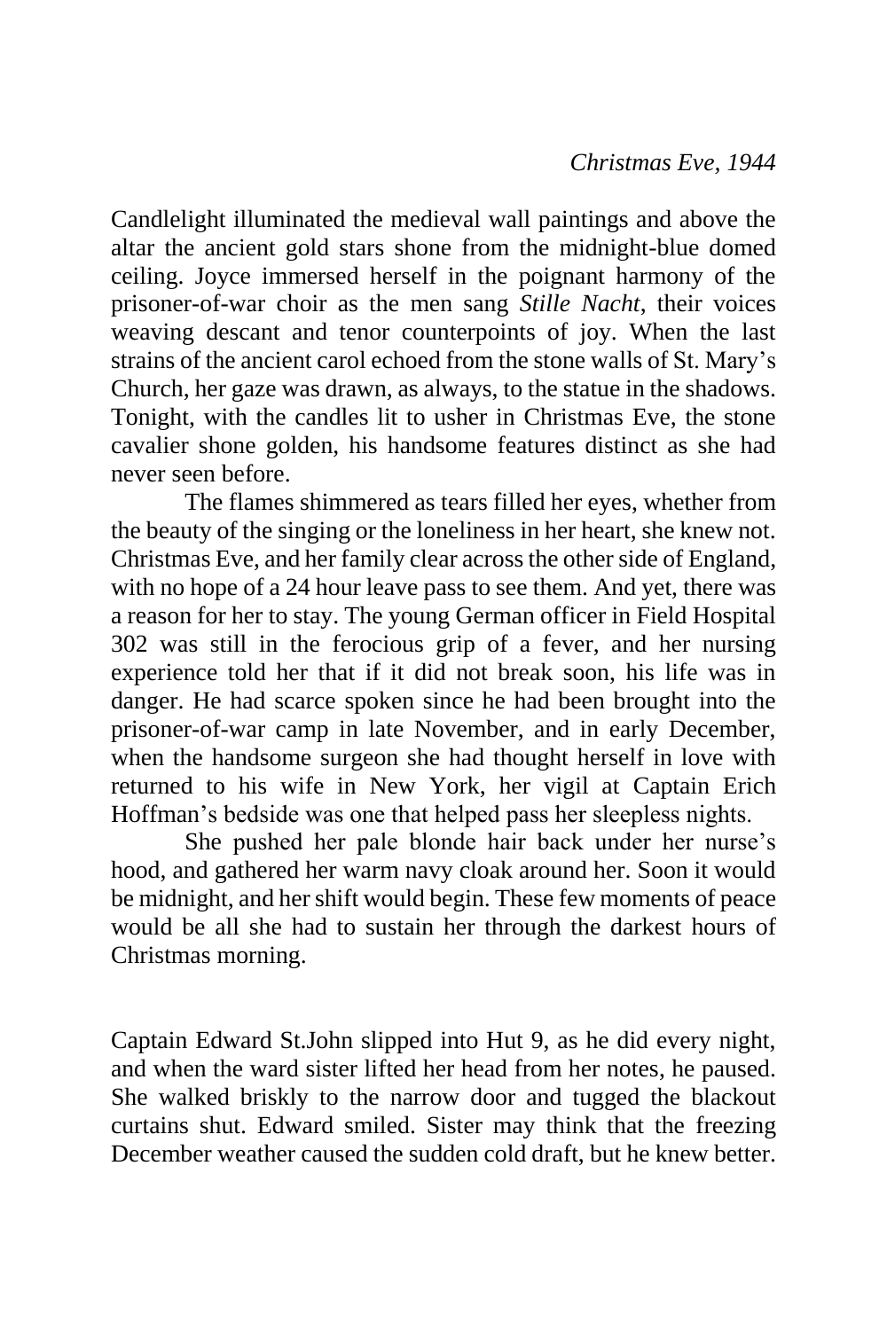*Christmas Eve, 1944*

Candlelight illuminated the medieval wall paintings and above the altar the ancient gold stars shone from the midnight-blue domed ceiling. Joyce immersed herself in the poignant harmony of the prisoner-of-war choir as the men sang *Stille Nacht*, their voices weaving descant and tenor counterpoints of joy. When the last strains of the ancient carol echoed from the stone walls of St. Mary's Church, her gaze was drawn, as always, to the statue in the shadows. Tonight, with the candles lit to usher in Christmas Eve, the stone cavalier shone golden, his handsome features distinct as she had never seen before.

The flames shimmered as tears filled her eyes, whether from the beauty of the singing or the loneliness in her heart, she knew not. Christmas Eve, and her family clear across the other side of England, with no hope of a 24 hour leave pass to see them. And yet, there was a reason for her to stay. The young German officer in Field Hospital 302 was still in the ferocious grip of a fever, and her nursing experience told her that if it did not break soon, his life was in danger. He had scarce spoken since he had been brought into the prisoner-of-war camp in late November, and in early December, when the handsome surgeon she had thought herself in love with returned to his wife in New York, her vigil at Captain Erich Hoffman's bedside was one that helped pass her sleepless nights.

She pushed her pale blonde hair back under her nurse's hood, and gathered her warm navy cloak around her. Soon it would be midnight, and her shift would begin. These few moments of peace would be all she had to sustain her through the darkest hours of Christmas morning.

Captain Edward St.John slipped into Hut 9, as he did every night, and when the ward sister lifted her head from her notes, he paused. She walked briskly to the narrow door and tugged the blackout curtains shut. Edward smiled. Sister may think that the freezing December weather caused the sudden cold draft, but he knew better.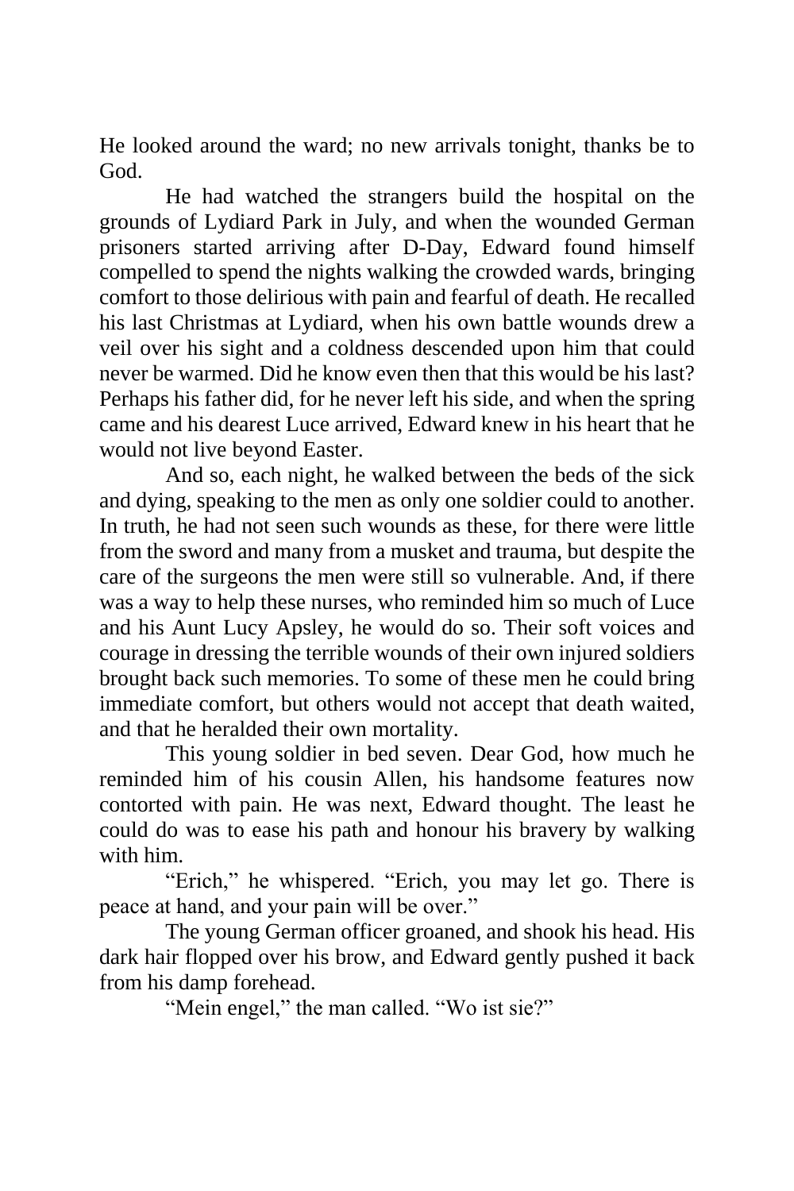He looked around the ward; no new arrivals tonight, thanks be to God.

He had watched the strangers build the hospital on the grounds of Lydiard Park in July, and when the wounded German prisoners started arriving after D-Day, Edward found himself compelled to spend the nights walking the crowded wards, bringing comfort to those delirious with pain and fearful of death. He recalled his last Christmas at Lydiard, when his own battle wounds drew a veil over his sight and a coldness descended upon him that could never be warmed. Did he know even then that this would be his last? Perhaps his father did, for he never left his side, and when the spring came and his dearest Luce arrived, Edward knew in his heart that he would not live beyond Easter.

And so, each night, he walked between the beds of the sick and dying, speaking to the men as only one soldier could to another. In truth, he had not seen such wounds as these, for there were little from the sword and many from a musket and trauma, but despite the care of the surgeons the men were still so vulnerable. And, if there was a way to help these nurses, who reminded him so much of Luce and his Aunt Lucy Apsley, he would do so. Their soft voices and courage in dressing the terrible wounds of their own injured soldiers brought back such memories. To some of these men he could bring immediate comfort, but others would not accept that death waited, and that he heralded their own mortality.

This young soldier in bed seven. Dear God, how much he reminded him of his cousin Allen, his handsome features now contorted with pain. He was next, Edward thought. The least he could do was to ease his path and honour his bravery by walking with him.

"Erich," he whispered. "Erich, you may let go. There is peace at hand, and your pain will be over."

The young German officer groaned, and shook his head. His dark hair flopped over his brow, and Edward gently pushed it back from his damp forehead.

"Mein engel," the man called. "Wo ist sie?"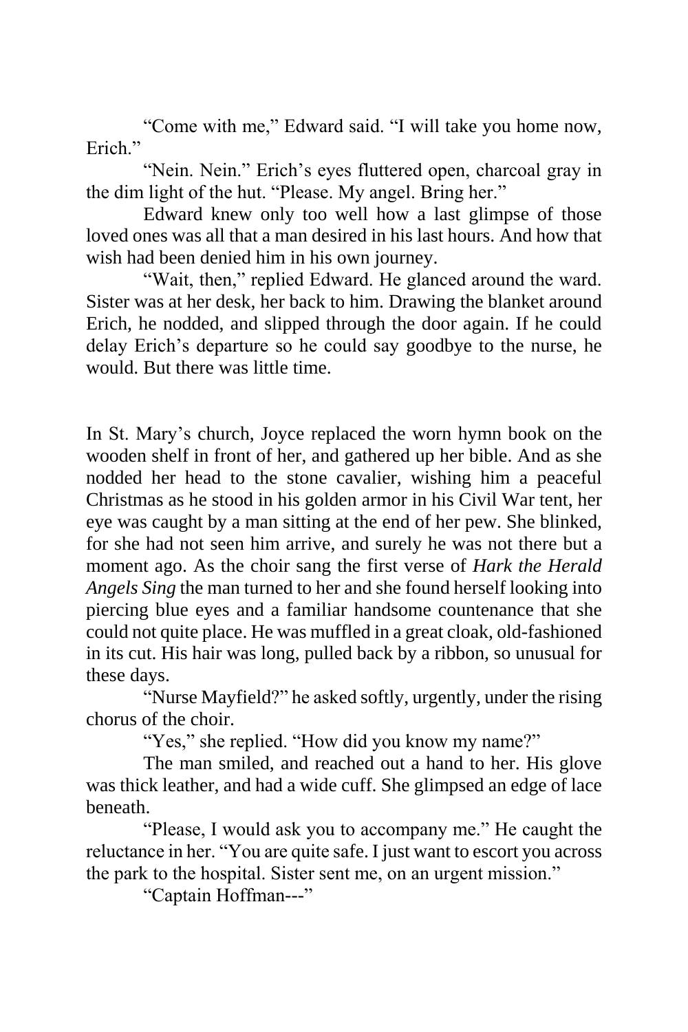"Come with me," Edward said. "I will take you home now, Erich."

"Nein. Nein." Erich's eyes fluttered open, charcoal gray in the dim light of the hut. "Please. My angel. Bring her."

Edward knew only too well how a last glimpse of those loved ones was all that a man desired in his last hours. And how that wish had been denied him in his own journey.

"Wait, then," replied Edward. He glanced around the ward. Sister was at her desk, her back to him. Drawing the blanket around Erich, he nodded, and slipped through the door again. If he could delay Erich's departure so he could say goodbye to the nurse, he would. But there was little time.

In St. Mary's church, Joyce replaced the worn hymn book on the wooden shelf in front of her, and gathered up her bible. And as she nodded her head to the stone cavalier, wishing him a peaceful Christmas as he stood in his golden armor in his Civil War tent, her eye was caught by a man sitting at the end of her pew. She blinked, for she had not seen him arrive, and surely he was not there but a moment ago. As the choir sang the first verse of *Hark the Herald Angels Sing* the man turned to her and she found herself looking into piercing blue eyes and a familiar handsome countenance that she could not quite place. He was muffled in a great cloak, old-fashioned in its cut. His hair was long, pulled back by a ribbon, so unusual for these days.

"Nurse Mayfield?" he asked softly, urgently, under the rising chorus of the choir.

"Yes," she replied. "How did you know my name?"

The man smiled, and reached out a hand to her. His glove was thick leather, and had a wide cuff. She glimpsed an edge of lace beneath.

"Please, I would ask you to accompany me." He caught the reluctance in her. "You are quite safe. I just want to escort you across the park to the hospital. Sister sent me, on an urgent mission."

"Captain Hoffman---"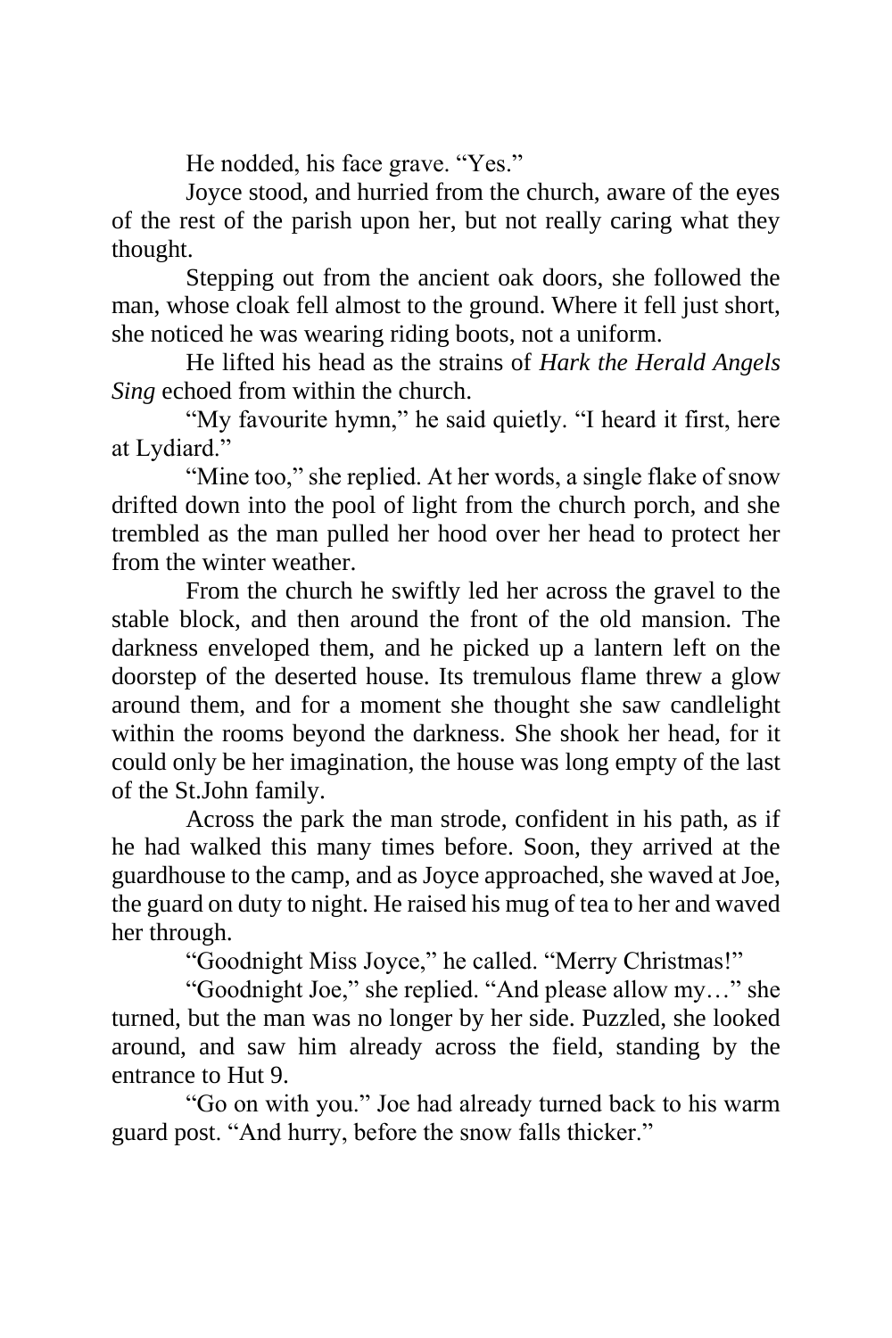He nodded, his face grave. “Yes.”

Joyce stood, and hurried from the church, aware of the eyes of the rest of the parish upon her, but not really caring what they thought.

Stepping out from the ancient oak doors, she followed the man, whose cloak fell almost to the ground. Where it fell just short, she noticed he was wearing riding boots, not a uniform.

He lifted his head as the strains of *Hark the Herald Angels Sing* echoed from within the church.

“My favourite hymn,” he said quietly. “I heard it first, here at Lydiard.”

“Mine too,” she replied. At her words, a single flake of snow drifted down into the pool of light from the church porch, and she trembled as the man pulled her hood over her head to protect her from the winter weather.

From the church he swiftly led her across the gravel to the stable block, and then around the front of the old mansion. The darkness enveloped them, and he picked up a lantern left on the doorstep of the deserted house. Its tremulous flame threw a glow around them, and for a moment she thought she saw candlelight within the rooms beyond the darkness. She shook her head, for it could only be her imagination, the house was long empty of the last of the St.John family.

Across the park the man strode, confident in his path, as if he had walked this many times before. Soon, they arrived at the guardhouse to the camp, and as Joyce approached, she waved at Joe, the guard on duty to night. He raised his mug of tea to her and waved her through.

“Goodnight Miss Joyce,” he called. “Merry Christmas!”

“Goodnight Joe,” she replied. “And please allow my…” she turned, but the man was no longer by her side. Puzzled, she looked around, and saw him already across the field, standing by the entrance to Hut 9.

“Go on with you.” Joe had already turned back to his warm guard post. “And hurry, before the snow falls thicker.”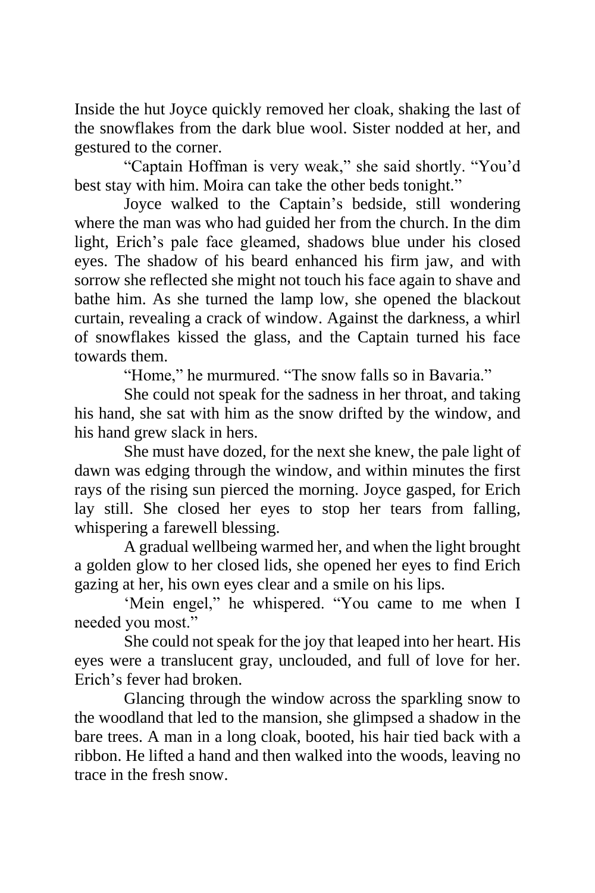Inside the hut Joyce quickly removed her cloak, shaking the last of the snowflakes from the dark blue wool. Sister nodded at her, and gestured to the corner.

"Captain Hoffman is very weak," she said shortly. "You'd best stay with him. Moira can take the other beds tonight."

Joyce walked to the Captain's bedside, still wondering where the man was who had guided her from the church. In the dim light, Erich's pale face gleamed, shadows blue under his closed eyes. The shadow of his beard enhanced his firm jaw, and with sorrow she reflected she might not touch his face again to shave and bathe him. As she turned the lamp low, she opened the blackout curtain, revealing a crack of window. Against the darkness, a whirl of snowflakes kissed the glass, and the Captain turned his face towards them.

"Home," he murmured. "The snow falls so in Bavaria."

She could not speak for the sadness in her throat, and taking his hand, she sat with him as the snow drifted by the window, and his hand grew slack in hers.

She must have dozed, for the next she knew, the pale light of dawn was edging through the window, and within minutes the first rays of the rising sun pierced the morning. Joyce gasped, for Erich lay still. She closed her eyes to stop her tears from falling, whispering a farewell blessing.

A gradual wellbeing warmed her, and when the light brought a golden glow to her closed lids, she opened her eyes to find Erich gazing at her, his own eyes clear and a smile on his lips.

'Mein engel," he whispered. "You came to me when I needed you most."

She could not speak for the joy that leaped into her heart. His eyes were a translucent gray, unclouded, and full of love for her. Erich's fever had broken.

Glancing through the window across the sparkling snow to the woodland that led to the mansion, she glimpsed a shadow in the bare trees. A man in a long cloak, booted, his hair tied back with a ribbon. He lifted a hand and then walked into the woods, leaving no trace in the fresh snow.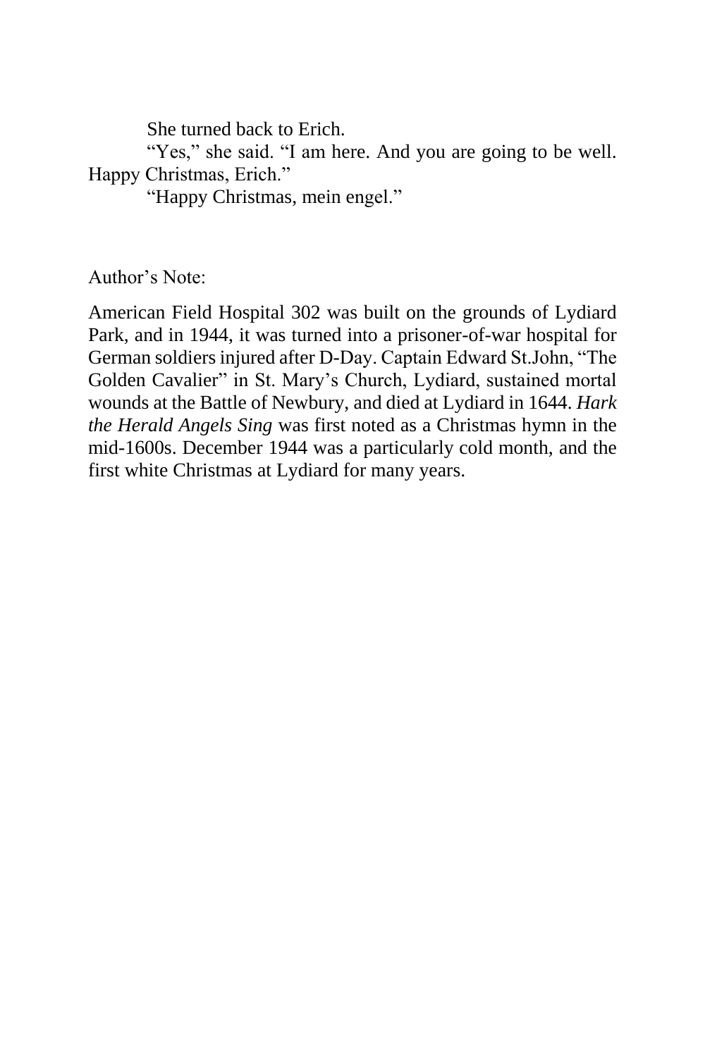She turned back to Erich.

"Yes," she said. "I am here. And you are going to be well. Happy Christmas, Erich."

"Happy Christmas, mein engel."

Author's Note:

American Field Hospital 302 was built on the grounds of Lydiard Park, and in 1944, it was turned into a prisoner-of-war hospital for German soldiers injured after D-Day. Captain Edward St.John, "The Golden Cavalier" in St. Mary's Church, Lydiard, sustained mortal wounds at the Battle of Newbury, and died at Lydiard in 1644. *Hark the Herald Angels Sing* was first noted as a Christmas hymn in the mid-1600s. December 1944 was a particularly cold month, and the first white Christmas at Lydiard for many years.